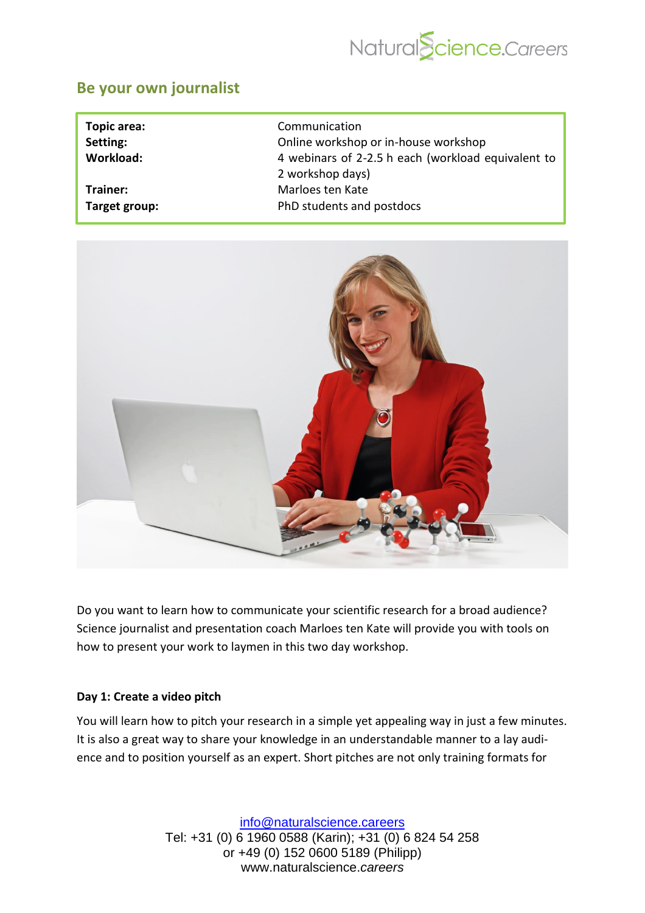## Be your own journalist

| | |
|---|---|
| **Topic area:** | Communication |
| **Setting:** | Online workshop or in-house workshop |
| **Workload:** | 4 webinars of 2-2.5 h each (workload equivalent to 2 workshop days) |
| **Trainer:** | Marloes ten Kate |
| **Target group:** | PhD students and postdocs |

Do you want to learn how to communicate your scientific research for a broad audience? Science journalist and presentation coach Marloes ten Kate will provide you with tools on how to present your work to laymen in this two day workshop.

**Day 1: Create a video pitch**

You will learn how to pitch your research in a simple yet appealing way in just a few minutes. It is also a great way to share your knowledge in an understandable manner to a lay audience and to position yourself as an expert. Short pitches are not only training formats for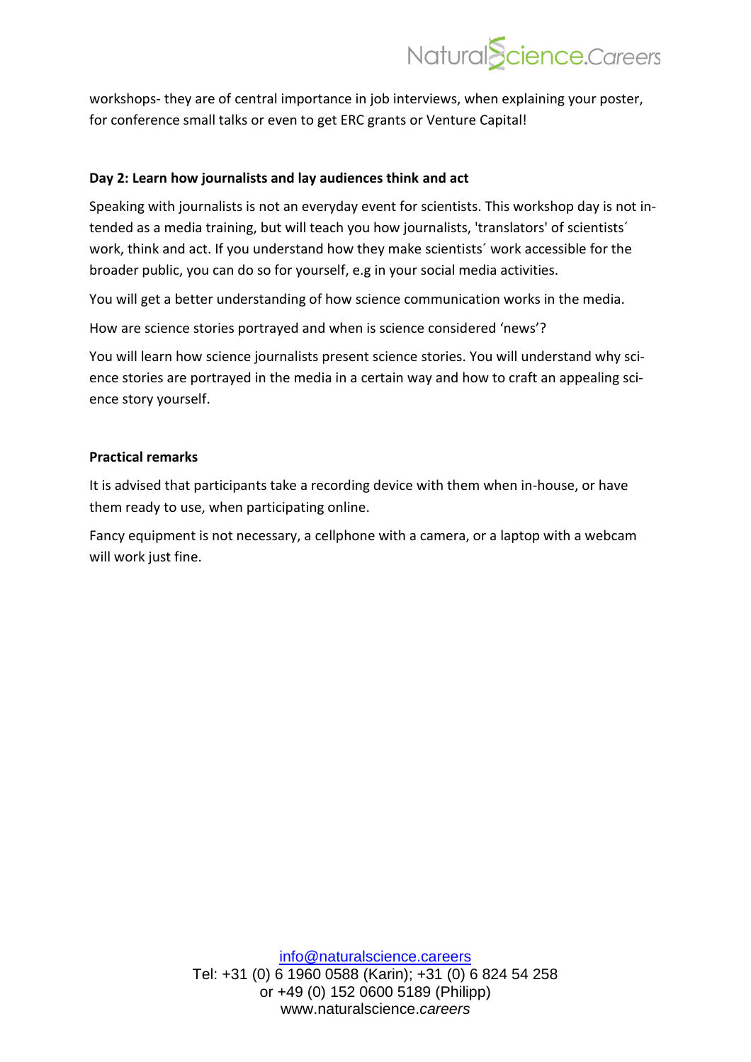workshops- they are of central importance in job interviews, when explaining your poster, for conference small talks or even to get ERC grants or Venture Capital!

**Day 2: Learn how journalists and lay audiences think and act**

Speaking with journalists is not an everyday event for scientists. This workshop day is not intended as a media training, but will teach you how journalists, 'translators' of scientists´ work, think and act. If you understand how they make scientists´ work accessible for the broader public, you can do so for yourself, e.g in your social media activities.

You will get a better understanding of how science communication works in the media.

How are science stories portrayed and when is science considered 'news'?

You will learn how science journalists present science stories. You will understand why science stories are portrayed in the media in a certain way and how to craft an appealing science story yourself.

**Practical remarks**

It is advised that participants take a recording device with them when in-house, or have them ready to use, when participating online.

Fancy equipment is not necessary, a cellphone with a camera, or a laptop with a webcam will work just fine.

info@naturalscience.careers
Tel: +31 (0) 6 1960 0588 (Karin); +31 (0) 6 824 54 258
or +49 (0) 152 0600 5189 (Philipp)
www.naturalscience.*careers*